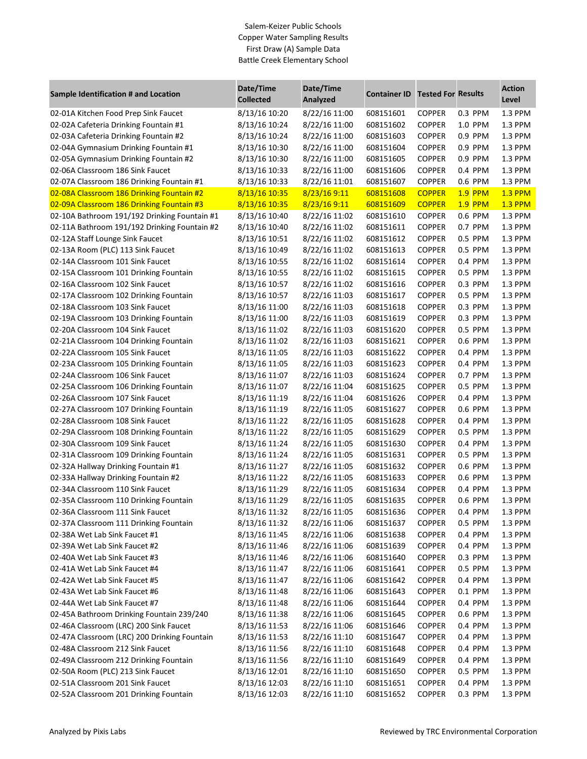Salem-Keizer Public Schools
Copper Water Sampling Results
First Draw (A) Sample Data
Battle Creek Elementary School

| Sample Identification # and Location | Date/Time Collected | Date/Time Analyzed | Container ID | Tested For | Results | Action Level |
|---|---|---|---|---|---|---|
| 02-01A Kitchen Food Prep Sink Faucet | 8/13/16 10:20 | 8/22/16 11:00 | 608151601 | COPPER | 0.3 PPM | 1.3 PPM |
| 02-02A Cafeteria Drinking Fountain #1 | 8/13/16 10:24 | 8/22/16 11:00 | 608151602 | COPPER | 1.0 PPM | 1.3 PPM |
| 02-03A Cafeteria Drinking Fountain #2 | 8/13/16 10:24 | 8/22/16 11:00 | 608151603 | COPPER | 0.9 PPM | 1.3 PPM |
| 02-04A Gymnasium Drinking Fountain #1 | 8/13/16 10:30 | 8/22/16 11:00 | 608151604 | COPPER | 0.9 PPM | 1.3 PPM |
| 02-05A Gymnasium Drinking Fountain #2 | 8/13/16 10:30 | 8/22/16 11:00 | 608151605 | COPPER | 0.9 PPM | 1.3 PPM |
| 02-06A Classroom 186 Sink Faucet | 8/13/16 10:33 | 8/22/16 11:00 | 608151606 | COPPER | 0.4 PPM | 1.3 PPM |
| 02-07A Classroom 186 Drinking Fountain #1 | 8/13/16 10:33 | 8/22/16 11:01 | 608151607 | COPPER | 0.6 PPM | 1.3 PPM |
| 02-08A Classroom 186 Drinking Fountain #2 | 8/13/16 10:35 | 8/23/16 9:11 | 608151608 | COPPER | 1.9 PPM | 1.3 PPM |
| 02-09A Classroom 186 Drinking Fountain #3 | 8/13/16 10:35 | 8/23/16 9:11 | 608151609 | COPPER | 1.9 PPM | 1.3 PPM |
| 02-10A Bathroom 191/192 Drinking Fountain #1 | 8/13/16 10:40 | 8/22/16 11:02 | 608151610 | COPPER | 0.6 PPM | 1.3 PPM |
| 02-11A Bathroom 191/192 Drinking Fountain #2 | 8/13/16 10:40 | 8/22/16 11:02 | 608151611 | COPPER | 0.7 PPM | 1.3 PPM |
| 02-12A Staff Lounge Sink Faucet | 8/13/16 10:51 | 8/22/16 11:02 | 608151612 | COPPER | 0.5 PPM | 1.3 PPM |
| 02-13A Room (PLC) 113 Sink Faucet | 8/13/16 10:49 | 8/22/16 11:02 | 608151613 | COPPER | 0.5 PPM | 1.3 PPM |
| 02-14A Classroom 101 Sink Faucet | 8/13/16 10:55 | 8/22/16 11:02 | 608151614 | COPPER | 0.4 PPM | 1.3 PPM |
| 02-15A Classroom 101 Drinking Fountain | 8/13/16 10:55 | 8/22/16 11:02 | 608151615 | COPPER | 0.5 PPM | 1.3 PPM |
| 02-16A Classroom 102 Sink Faucet | 8/13/16 10:57 | 8/22/16 11:02 | 608151616 | COPPER | 0.3 PPM | 1.3 PPM |
| 02-17A Classroom 102 Drinking Fountain | 8/13/16 10:57 | 8/22/16 11:03 | 608151617 | COPPER | 0.5 PPM | 1.3 PPM |
| 02-18A Classroom 103 Sink Faucet | 8/13/16 11:00 | 8/22/16 11:03 | 608151618 | COPPER | 0.3 PPM | 1.3 PPM |
| 02-19A Classroom 103 Drinking Fountain | 8/13/16 11:00 | 8/22/16 11:03 | 608151619 | COPPER | 0.3 PPM | 1.3 PPM |
| 02-20A Classroom 104 Sink Faucet | 8/13/16 11:02 | 8/22/16 11:03 | 608151620 | COPPER | 0.5 PPM | 1.3 PPM |
| 02-21A Classroom 104 Drinking Fountain | 8/13/16 11:02 | 8/22/16 11:03 | 608151621 | COPPER | 0.6 PPM | 1.3 PPM |
| 02-22A Classroom 105 Sink Faucet | 8/13/16 11:05 | 8/22/16 11:03 | 608151622 | COPPER | 0.4 PPM | 1.3 PPM |
| 02-23A Classroom 105 Drinking Fountain | 8/13/16 11:05 | 8/22/16 11:03 | 608151623 | COPPER | 0.4 PPM | 1.3 PPM |
| 02-24A Classroom 106 Sink Faucet | 8/13/16 11:07 | 8/22/16 11:03 | 608151624 | COPPER | 0.7 PPM | 1.3 PPM |
| 02-25A Classroom 106 Drinking Fountain | 8/13/16 11:07 | 8/22/16 11:04 | 608151625 | COPPER | 0.5 PPM | 1.3 PPM |
| 02-26A Classroom 107 Sink Faucet | 8/13/16 11:19 | 8/22/16 11:04 | 608151626 | COPPER | 0.4 PPM | 1.3 PPM |
| 02-27A Classroom 107 Drinking Fountain | 8/13/16 11:19 | 8/22/16 11:05 | 608151627 | COPPER | 0.6 PPM | 1.3 PPM |
| 02-28A Classroom 108 Sink Faucet | 8/13/16 11:22 | 8/22/16 11:05 | 608151628 | COPPER | 0.4 PPM | 1.3 PPM |
| 02-29A Classroom 108 Drinking Fountain | 8/13/16 11:22 | 8/22/16 11:05 | 608151629 | COPPER | 0.5 PPM | 1.3 PPM |
| 02-30A Classroom 109 Sink Faucet | 8/13/16 11:24 | 8/22/16 11:05 | 608151630 | COPPER | 0.4 PPM | 1.3 PPM |
| 02-31A Classroom 109 Drinking Fountain | 8/13/16 11:24 | 8/22/16 11:05 | 608151631 | COPPER | 0.5 PPM | 1.3 PPM |
| 02-32A Hallway Drinking Fountain #1 | 8/13/16 11:27 | 8/22/16 11:05 | 608151632 | COPPER | 0.6 PPM | 1.3 PPM |
| 02-33A Hallway Drinking Fountain #2 | 8/13/16 11:22 | 8/22/16 11:05 | 608151633 | COPPER | 0.6 PPM | 1.3 PPM |
| 02-34A Classroom 110 Sink Faucet | 8/13/16 11:29 | 8/22/16 11:05 | 608151634 | COPPER | 0.4 PPM | 1.3 PPM |
| 02-35A Classroom 110 Drinking Fountain | 8/13/16 11:29 | 8/22/16 11:05 | 608151635 | COPPER | 0.6 PPM | 1.3 PPM |
| 02-36A Classroom 111 Sink Faucet | 8/13/16 11:32 | 8/22/16 11:05 | 608151636 | COPPER | 0.4 PPM | 1.3 PPM |
| 02-37A Classroom 111 Drinking Fountain | 8/13/16 11:32 | 8/22/16 11:06 | 608151637 | COPPER | 0.5 PPM | 1.3 PPM |
| 02-38A Wet Lab Sink Faucet #1 | 8/13/16 11:45 | 8/22/16 11:06 | 608151638 | COPPER | 0.4 PPM | 1.3 PPM |
| 02-39A Wet Lab Sink Faucet #2 | 8/13/16 11:46 | 8/22/16 11:06 | 608151639 | COPPER | 0.4 PPM | 1.3 PPM |
| 02-40A Wet Lab Sink Faucet #3 | 8/13/16 11:46 | 8/22/16 11:06 | 608151640 | COPPER | 0.3 PPM | 1.3 PPM |
| 02-41A Wet Lab Sink Faucet #4 | 8/13/16 11:47 | 8/22/16 11:06 | 608151641 | COPPER | 0.5 PPM | 1.3 PPM |
| 02-42A Wet Lab Sink Faucet #5 | 8/13/16 11:47 | 8/22/16 11:06 | 608151642 | COPPER | 0.4 PPM | 1.3 PPM |
| 02-43A Wet Lab Sink Faucet #6 | 8/13/16 11:48 | 8/22/16 11:06 | 608151643 | COPPER | 0.1 PPM | 1.3 PPM |
| 02-44A Wet Lab Sink Faucet #7 | 8/13/16 11:48 | 8/22/16 11:06 | 608151644 | COPPER | 0.4 PPM | 1.3 PPM |
| 02-45A Bathroom Drinking Fountain 239/240 | 8/13/16 11:38 | 8/22/16 11:06 | 608151645 | COPPER | 0.6 PPM | 1.3 PPM |
| 02-46A Classroom (LRC) 200 Sink Faucet | 8/13/16 11:53 | 8/22/16 11:06 | 608151646 | COPPER | 0.4 PPM | 1.3 PPM |
| 02-47A Classroom (LRC) 200 Drinking Fountain | 8/13/16 11:53 | 8/22/16 11:10 | 608151647 | COPPER | 0.4 PPM | 1.3 PPM |
| 02-48A Classroom 212 Sink Faucet | 8/13/16 11:56 | 8/22/16 11:10 | 608151648 | COPPER | 0.4 PPM | 1.3 PPM |
| 02-49A Classroom 212 Drinking Fountain | 8/13/16 11:56 | 8/22/16 11:10 | 608151649 | COPPER | 0.4 PPM | 1.3 PPM |
| 02-50A Room (PLC) 213 Sink Faucet | 8/13/16 12:01 | 8/22/16 11:10 | 608151650 | COPPER | 0.5 PPM | 1.3 PPM |
| 02-51A Classroom 201 Sink Faucet | 8/13/16 12:03 | 8/22/16 11:10 | 608151651 | COPPER | 0.4 PPM | 1.3 PPM |
| 02-52A Classroom 201 Drinking Fountain | 8/13/16 12:03 | 8/22/16 11:10 | 608151652 | COPPER | 0.3 PPM | 1.3 PPM |

Analyzed by Pixis Labs

Reviewed by TRC Environmental Corporation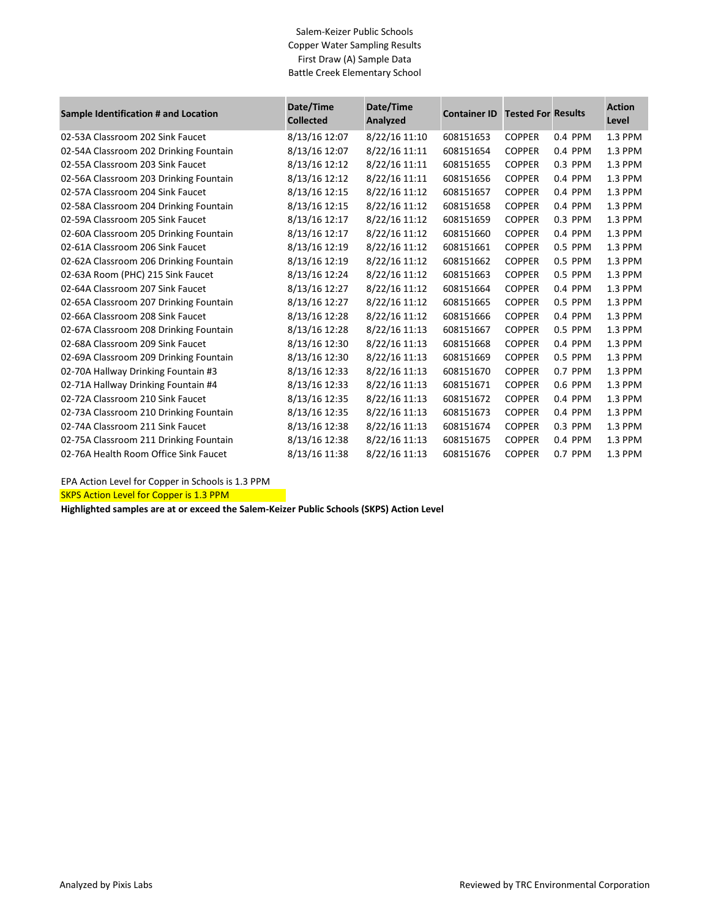Salem-Keizer Public Schools
Copper Water Sampling Results
First Draw (A) Sample Data
Battle Creek Elementary School

| Sample Identification # and Location | Date/Time Collected | Date/Time Analyzed | Container ID | Tested For | Results | Action Level |
|---|---|---|---|---|---|---|
| 02-53A Classroom 202 Sink Faucet | 8/13/16 12:07 | 8/22/16 11:10 | 608151653 | COPPER | 0.4 PPM | 1.3 PPM |
| 02-54A Classroom 202 Drinking Fountain | 8/13/16 12:07 | 8/22/16 11:11 | 608151654 | COPPER | 0.4 PPM | 1.3 PPM |
| 02-55A Classroom 203 Sink Faucet | 8/13/16 12:12 | 8/22/16 11:11 | 608151655 | COPPER | 0.3 PPM | 1.3 PPM |
| 02-56A Classroom 203 Drinking Fountain | 8/13/16 12:12 | 8/22/16 11:11 | 608151656 | COPPER | 0.4 PPM | 1.3 PPM |
| 02-57A Classroom 204 Sink Faucet | 8/13/16 12:15 | 8/22/16 11:12 | 608151657 | COPPER | 0.4 PPM | 1.3 PPM |
| 02-58A Classroom 204 Drinking Fountain | 8/13/16 12:15 | 8/22/16 11:12 | 608151658 | COPPER | 0.4 PPM | 1.3 PPM |
| 02-59A Classroom 205 Sink Faucet | 8/13/16 12:17 | 8/22/16 11:12 | 608151659 | COPPER | 0.3 PPM | 1.3 PPM |
| 02-60A Classroom 205 Drinking Fountain | 8/13/16 12:17 | 8/22/16 11:12 | 608151660 | COPPER | 0.4 PPM | 1.3 PPM |
| 02-61A Classroom 206 Sink Faucet | 8/13/16 12:19 | 8/22/16 11:12 | 608151661 | COPPER | 0.5 PPM | 1.3 PPM |
| 02-62A Classroom 206 Drinking Fountain | 8/13/16 12:19 | 8/22/16 11:12 | 608151662 | COPPER | 0.5 PPM | 1.3 PPM |
| 02-63A Room (PHC) 215 Sink Faucet | 8/13/16 12:24 | 8/22/16 11:12 | 608151663 | COPPER | 0.5 PPM | 1.3 PPM |
| 02-64A Classroom 207 Sink Faucet | 8/13/16 12:27 | 8/22/16 11:12 | 608151664 | COPPER | 0.4 PPM | 1.3 PPM |
| 02-65A Classroom 207 Drinking Fountain | 8/13/16 12:27 | 8/22/16 11:12 | 608151665 | COPPER | 0.5 PPM | 1.3 PPM |
| 02-66A Classroom 208 Sink Faucet | 8/13/16 12:28 | 8/22/16 11:12 | 608151666 | COPPER | 0.4 PPM | 1.3 PPM |
| 02-67A Classroom 208 Drinking Fountain | 8/13/16 12:28 | 8/22/16 11:13 | 608151667 | COPPER | 0.5 PPM | 1.3 PPM |
| 02-68A Classroom 209 Sink Faucet | 8/13/16 12:30 | 8/22/16 11:13 | 608151668 | COPPER | 0.4 PPM | 1.3 PPM |
| 02-69A Classroom 209 Drinking Fountain | 8/13/16 12:30 | 8/22/16 11:13 | 608151669 | COPPER | 0.5 PPM | 1.3 PPM |
| 02-70A Hallway Drinking Fountain #3 | 8/13/16 12:33 | 8/22/16 11:13 | 608151670 | COPPER | 0.7 PPM | 1.3 PPM |
| 02-71A Hallway Drinking Fountain #4 | 8/13/16 12:33 | 8/22/16 11:13 | 608151671 | COPPER | 0.6 PPM | 1.3 PPM |
| 02-72A Classroom 210 Sink Faucet | 8/13/16 12:35 | 8/22/16 11:13 | 608151672 | COPPER | 0.4 PPM | 1.3 PPM |
| 02-73A Classroom 210 Drinking Fountain | 8/13/16 12:35 | 8/22/16 11:13 | 608151673 | COPPER | 0.4 PPM | 1.3 PPM |
| 02-74A Classroom 211 Sink Faucet | 8/13/16 12:38 | 8/22/16 11:13 | 608151674 | COPPER | 0.3 PPM | 1.3 PPM |
| 02-75A Classroom 211 Drinking Fountain | 8/13/16 12:38 | 8/22/16 11:13 | 608151675 | COPPER | 0.4 PPM | 1.3 PPM |
| 02-76A Health Room Office Sink Faucet | 8/13/16 11:38 | 8/22/16 11:13 | 608151676 | COPPER | 0.7 PPM | 1.3 PPM |

EPA Action Level for Copper in Schools is 1.3 PPM

SKPS Action Level for Copper is 1.3 PPM

**Highlighted samples are at or exceed the Salem-Keizer Public Schools (SKPS) Action Level**

Analyzed by Pixis Labs

Reviewed by TRC Environmental Corporation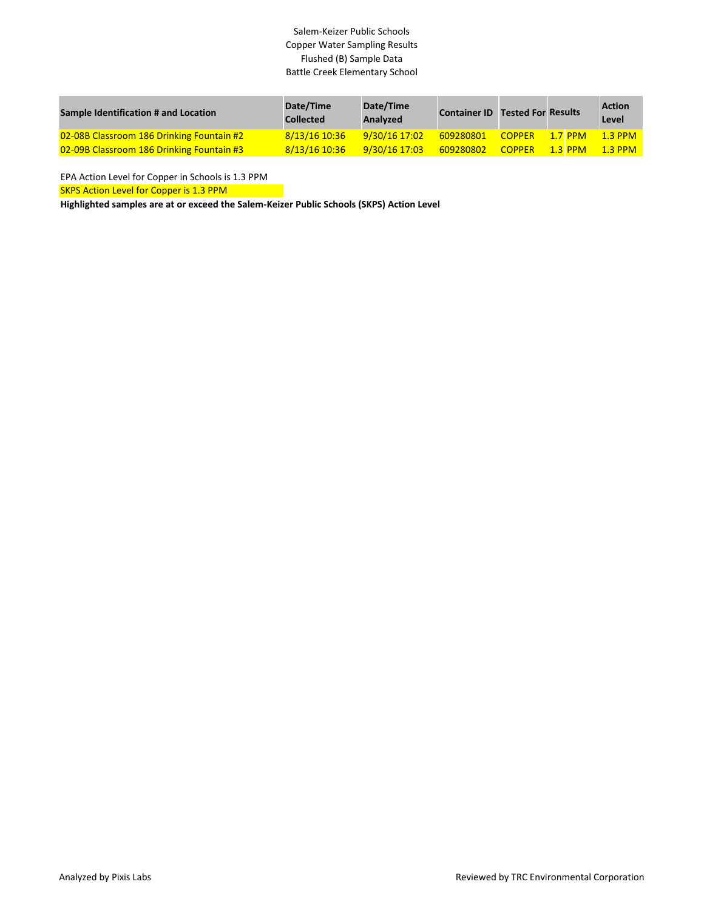Salem-Keizer Public Schools
Copper Water Sampling Results
Flushed (B) Sample Data
Battle Creek Elementary School

| Sample Identification # and Location | Date/Time Collected | Date/Time Analyzed | Container ID | Tested For | Results | | Action Level |
|---|---|---|---|---|---|---|---|
| 02-08B Classroom 186 Drinking Fountain #2 | 8/13/16 10:36 | 9/30/16 17:02 | 609280801 | COPPER | 1.7 | PPM | 1.3 PPM |
| 02-09B Classroom 186 Drinking Fountain #3 | 8/13/16 10:36 | 9/30/16 17:03 | 609280802 | COPPER | 1.3 | PPM | 1.3 PPM |

EPA Action Level for Copper in Schools is 1.3 PPM

SKPS Action Level for Copper is 1.3 PPM

**Highlighted samples are at or exceed the Salem-Keizer Public Schools (SKPS) Action Level**

Analyzed by Pixis Labs

Reviewed by TRC Environmental Corporation